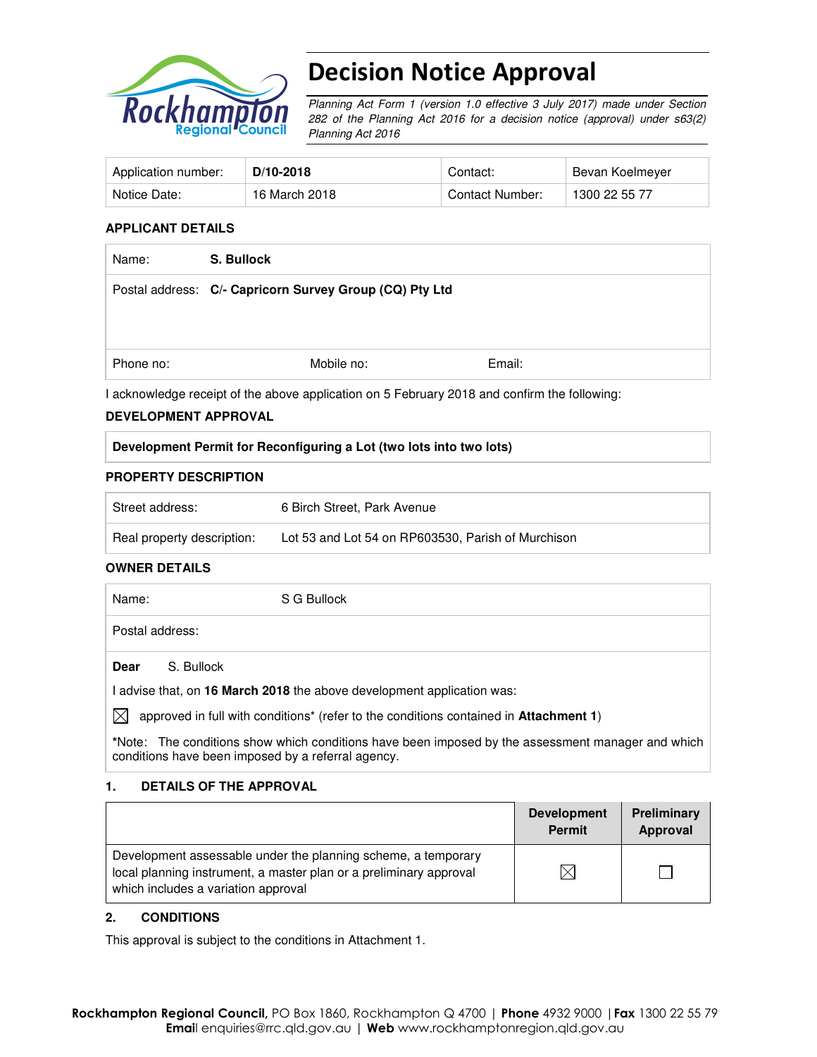# Decision Notice Approval

*Planning Act Form 1 (version 1.0 effective 3 July 2017) made under Section 282 of the Planning Act 2016 for a decision notice (approval) under s63(2) Planning Act 2016*

| | | | |
|---|---|---|---|
| Application number: | **D/10-2018** | Contact: | Bevan Koelmeyer |
| Notice Date: | 16 March 2018 | Contact Number: | 1300 22 55 77 |

**APPLICANT DETAILS**

| | | |
|---|---|---|
| Name: **S. Bullock** | | |
| Postal address: **C/- Capricorn Survey Group (CQ) Pty Ltd** | | |
| Phone no: | Mobile no: | Email: |

I acknowledge receipt of the above application on 5 February 2018 and confirm the following:

**DEVELOPMENT APPROVAL**

**Development Permit for Reconfiguring a Lot (two lots into two lots)**

**PROPERTY DESCRIPTION**

| | |
|---|---|
| Street address: | 6 Birch Street, Park Avenue |
| Real property description: | Lot 53 and Lot 54 on RP603530, Parish of Murchison |

**OWNER DETAILS**

| | |
|---|---|
| Name: | S G Bullock |
| Postal address: | |

**Dear** S. Bullock

I advise that, on **16 March 2018** the above development application was:

☒ approved in full with conditions* (refer to the conditions contained in **Attachment 1**)

*Note: The conditions show which conditions have been imposed by the assessment manager and which conditions have been imposed by a referral agency.

## 1. DETAILS OF THE APPROVAL

| | Development Permit | Preliminary Approval |
|---|---|---|
| Development assessable under the planning scheme, a temporary local planning instrument, a master plan or a preliminary approval which includes a variation approval | ☒ | ☐ |

## 2. CONDITIONS

This approval is subject to the conditions in Attachment 1.

**Rockhampton Regional Council**, PO Box 1860, Rockhampton Q 4700 | **Phone** 4932 9000 | **Fax** 1300 22 55 79
**Email** enquiries@rrc.qld.gov.au | **Web** www.rockhamptonregion.qld.gov.au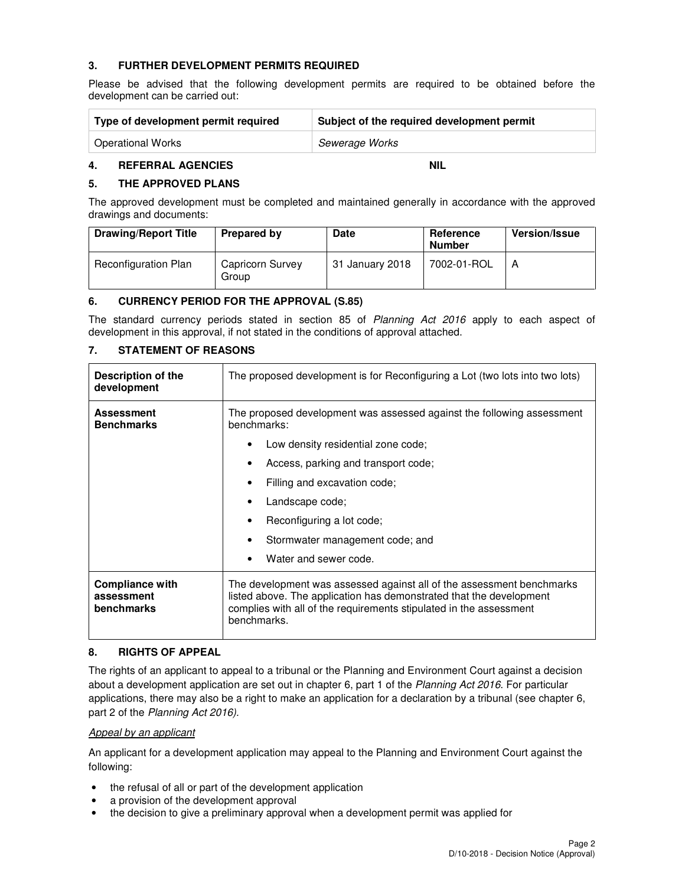## 3. FURTHER DEVELOPMENT PERMITS REQUIRED

Please be advised that the following development permits are required to be obtained before the development can be carried out:

| Type of development permit required | Subject of the required development permit |
|---|---|
| Operational Works | *Sewerage Works* |

## 4. REFERRAL AGENCIES NIL

## 5. THE APPROVED PLANS

The approved development must be completed and maintained generally in accordance with the approved drawings and documents:

| Drawing/Report Title | Prepared by | Date | Reference Number | Version/Issue |
|---|---|---|---|---|
| Reconfiguration Plan | Capricorn Survey Group | 31 January 2018 | 7002-01-ROL | A |

## 6. CURRENCY PERIOD FOR THE APPROVAL (S.85)

The standard currency periods stated in section 85 of *Planning Act 2016* apply to each aspect of development in this approval, if not stated in the conditions of approval attached.

## 7. STATEMENT OF REASONS

| | |
|---|---|
| **Description of the development** | The proposed development is for Reconfiguring a Lot (two lots into two lots) |
| **Assessment Benchmarks** | The proposed development was assessed against the following assessment benchmarks: <br>• Low density residential zone code; <br>• Access, parking and transport code; <br>• Filling and excavation code; <br>• Landscape code; <br>• Reconfiguring a lot code; <br>• Stormwater management code; and <br>• Water and sewer code. |
| **Compliance with assessment benchmarks** | The development was assessed against all of the assessment benchmarks listed above. The application has demonstrated that the development complies with all of the requirements stipulated in the assessment benchmarks. |

## 8. RIGHTS OF APPEAL

The rights of an applicant to appeal to a tribunal or the Planning and Environment Court against a decision about a development application are set out in chapter 6, part 1 of the *Planning Act 2016*. For particular applications, there may also be a right to make an application for a declaration by a tribunal (see chapter 6, part 2 of the *Planning Act 2016).*

*Appeal by an applicant*

An applicant for a development application may appeal to the Planning and Environment Court against the following:

- the refusal of all or part of the development application
- a provision of the development approval
- the decision to give a preliminary approval when a development permit was applied for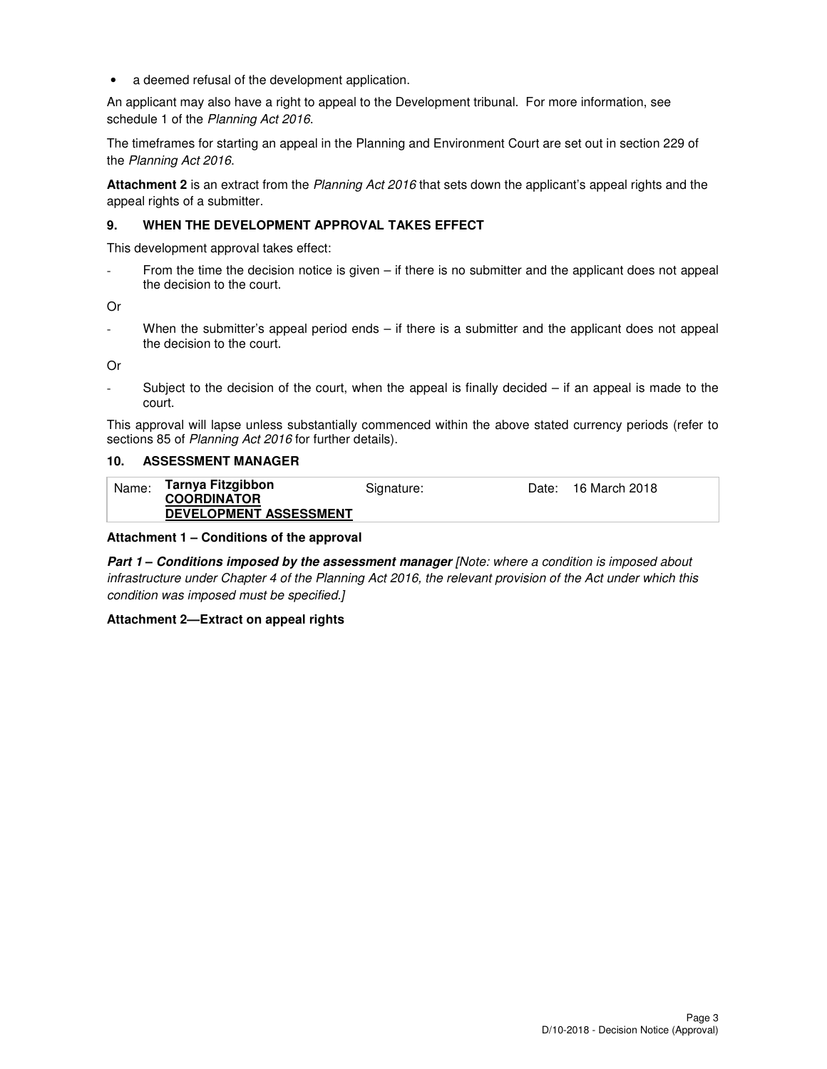- a deemed refusal of the development application.

An applicant may also have a right to appeal to the Development tribunal. For more information, see schedule 1 of the *Planning Act 2016*.

The timeframes for starting an appeal in the Planning and Environment Court are set out in section 229 of the *Planning Act 2016*.

**Attachment 2** is an extract from the *Planning Act 2016* that sets down the applicant's appeal rights and the appeal rights of a submitter.

### 9. WHEN THE DEVELOPMENT APPROVAL TAKES EFFECT

This development approval takes effect:

- From the time the decision notice is given – if there is no submitter and the applicant does not appeal the decision to the court.

Or

- When the submitter's appeal period ends – if there is a submitter and the applicant does not appeal the decision to the court.

Or

- Subject to the decision of the court, when the appeal is finally decided – if an appeal is made to the court.

This approval will lapse unless substantially commenced within the above stated currency periods (refer to sections 85 of *Planning Act 2016* for further details).

### 10. ASSESSMENT MANAGER

| | | | |
|---|---|---|---|
| Name: **Tarnya Fitzgibbon** **COORDINATOR DEVELOPMENT ASSESSMENT** | Signature: | Date: | 16 March 2018 |

**Attachment 1 – Conditions of the approval**

***Part 1 – Conditions imposed by the assessment manager*** *[Note: where a condition is imposed about infrastructure under Chapter 4 of the Planning Act 2016, the relevant provision of the Act under which this condition was imposed must be specified.]*

**Attachment 2—Extract on appeal rights**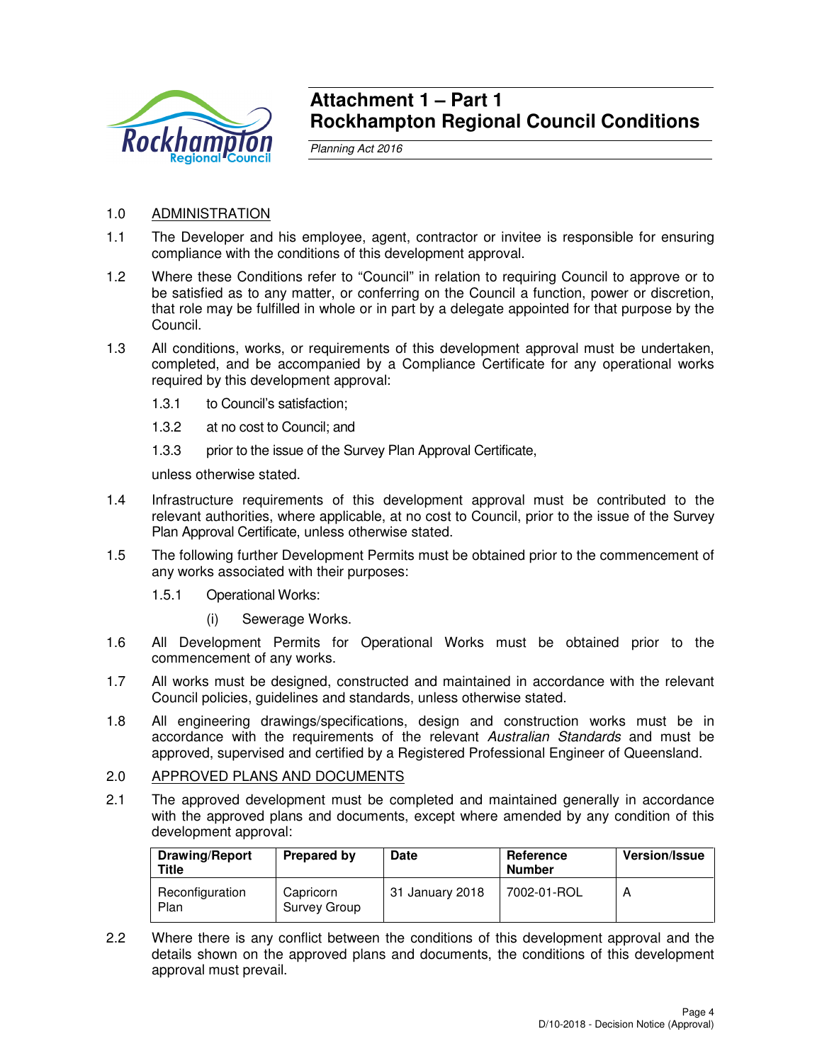# Attachment 1 – Part 1
# Rockhampton Regional Council Conditions

*Planning Act 2016*

1.0 ADMINISTRATION

1.1 The Developer and his employee, agent, contractor or invitee is responsible for ensuring compliance with the conditions of this development approval.

1.2 Where these Conditions refer to "Council" in relation to requiring Council to approve or to be satisfied as to any matter, or conferring on the Council a function, power or discretion, that role may be fulfilled in whole or in part by a delegate appointed for that purpose by the Council.

1.3 All conditions, works, or requirements of this development approval must be undertaken, completed, and be accompanied by a Compliance Certificate for any operational works required by this development approval:

1.3.1 to Council's satisfaction;

1.3.2 at no cost to Council; and

1.3.3 prior to the issue of the Survey Plan Approval Certificate,

unless otherwise stated.

1.4 Infrastructure requirements of this development approval must be contributed to the relevant authorities, where applicable, at no cost to Council, prior to the issue of the Survey Plan Approval Certificate, unless otherwise stated.

1.5 The following further Development Permits must be obtained prior to the commencement of any works associated with their purposes:

1.5.1 Operational Works:

(i) Sewerage Works.

1.6 All Development Permits for Operational Works must be obtained prior to the commencement of any works.

1.7 All works must be designed, constructed and maintained in accordance with the relevant Council policies, guidelines and standards, unless otherwise stated.

1.8 All engineering drawings/specifications, design and construction works must be in accordance with the requirements of the relevant *Australian Standards* and must be approved, supervised and certified by a Registered Professional Engineer of Queensland.

2.0 APPROVED PLANS AND DOCUMENTS

2.1 The approved development must be completed and maintained generally in accordance with the approved plans and documents, except where amended by any condition of this development approval:

| Drawing/Report Title | Prepared by | Date | Reference Number | Version/Issue |
|---|---|---|---|---|
| Reconfiguration Plan | Capricorn Survey Group | 31 January 2018 | 7002-01-ROL | A |

2.2 Where there is any conflict between the conditions of this development approval and the details shown on the approved plans and documents, the conditions of this development approval must prevail.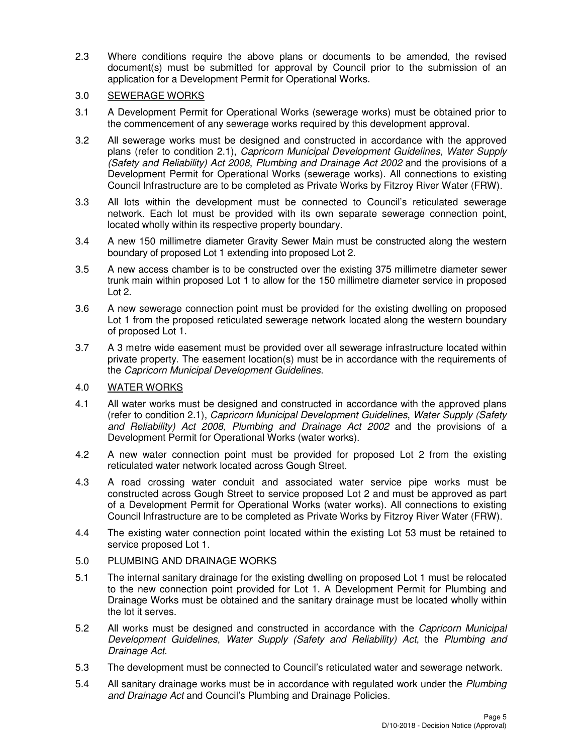2.3 Where conditions require the above plans or documents to be amended, the revised document(s) must be submitted for approval by Council prior to the submission of an application for a Development Permit for Operational Works.

3.0 <u>SEWERAGE WORKS</u>

3.1 A Development Permit for Operational Works (sewerage works) must be obtained prior to the commencement of any sewerage works required by this development approval.

3.2 All sewerage works must be designed and constructed in accordance with the approved plans (refer to condition 2.1), *Capricorn Municipal Development Guidelines*, *Water Supply (Safety and Reliability) Act 2008*, *Plumbing and Drainage Act 2002* and the provisions of a Development Permit for Operational Works (sewerage works). All connections to existing Council Infrastructure are to be completed as Private Works by Fitzroy River Water (FRW).

3.3 All lots within the development must be connected to Council's reticulated sewerage network. Each lot must be provided with its own separate sewerage connection point, located wholly within its respective property boundary.

3.4 A new 150 millimetre diameter Gravity Sewer Main must be constructed along the western boundary of proposed Lot 1 extending into proposed Lot 2.

3.5 A new access chamber is to be constructed over the existing 375 millimetre diameter sewer trunk main within proposed Lot 1 to allow for the 150 millimetre diameter service in proposed Lot 2.

3.6 A new sewerage connection point must be provided for the existing dwelling on proposed Lot 1 from the proposed reticulated sewerage network located along the western boundary of proposed Lot 1.

3.7 A 3 metre wide easement must be provided over all sewerage infrastructure located within private property. The easement location(s) must be in accordance with the requirements of the *Capricorn Municipal Development Guidelines*.

4.0 <u>WATER WORKS</u>

4.1 All water works must be designed and constructed in accordance with the approved plans (refer to condition 2.1), *Capricorn Municipal Development Guidelines*, *Water Supply (Safety and Reliability) Act 2008*, *Plumbing and Drainage Act 2002* and the provisions of a Development Permit for Operational Works (water works).

4.2 A new water connection point must be provided for proposed Lot 2 from the existing reticulated water network located across Gough Street.

4.3 A road crossing water conduit and associated water service pipe works must be constructed across Gough Street to service proposed Lot 2 and must be approved as part of a Development Permit for Operational Works (water works). All connections to existing Council Infrastructure are to be completed as Private Works by Fitzroy River Water (FRW).

4.4 The existing water connection point located within the existing Lot 53 must be retained to service proposed Lot 1.

5.0 <u>PLUMBING AND DRAINAGE WORKS</u>

5.1 The internal sanitary drainage for the existing dwelling on proposed Lot 1 must be relocated to the new connection point provided for Lot 1. A Development Permit for Plumbing and Drainage Works must be obtained and the sanitary drainage must be located wholly within the lot it serves.

5.2 All works must be designed and constructed in accordance with the *Capricorn Municipal Development Guidelines*, *Water Supply (Safety and Reliability) Act*, the *Plumbing and Drainage Act*.

5.3 The development must be connected to Council's reticulated water and sewerage network.

5.4 All sanitary drainage works must be in accordance with regulated work under the *Plumbing and Drainage Act* and Council's Plumbing and Drainage Policies.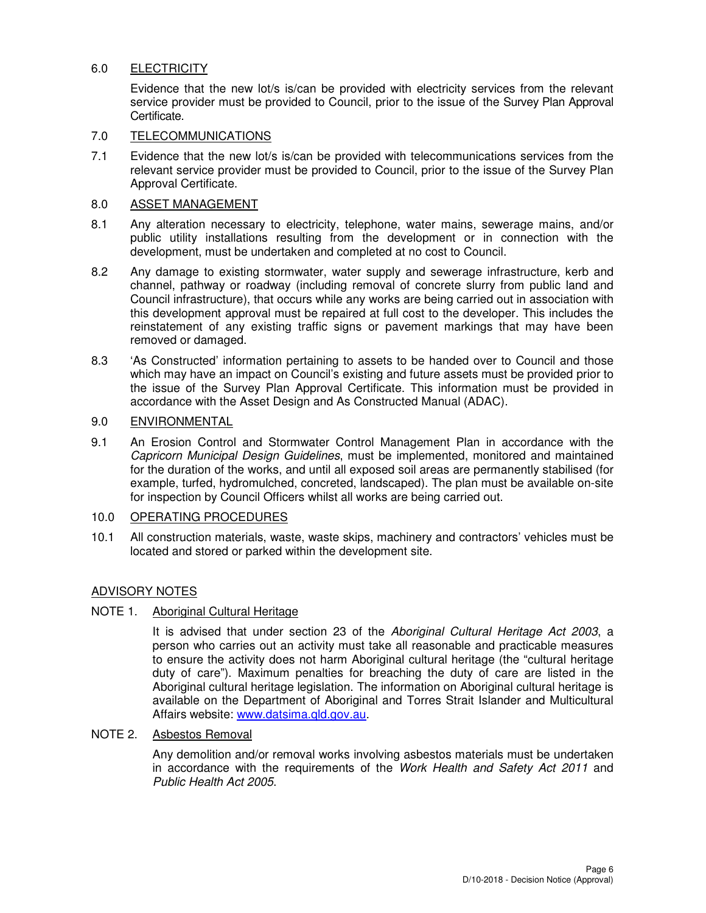## 6.0 ELECTRICITY

Evidence that the new lot/s is/can be provided with electricity services from the relevant service provider must be provided to Council, prior to the issue of the Survey Plan Approval Certificate.

## 7.0 TELECOMMUNICATIONS

7.1 Evidence that the new lot/s is/can be provided with telecommunications services from the relevant service provider must be provided to Council, prior to the issue of the Survey Plan Approval Certificate.

## 8.0 ASSET MANAGEMENT

8.1 Any alteration necessary to electricity, telephone, water mains, sewerage mains, and/or public utility installations resulting from the development or in connection with the development, must be undertaken and completed at no cost to Council.

8.2 Any damage to existing stormwater, water supply and sewerage infrastructure, kerb and channel, pathway or roadway (including removal of concrete slurry from public land and Council infrastructure), that occurs while any works are being carried out in association with this development approval must be repaired at full cost to the developer. This includes the reinstatement of any existing traffic signs or pavement markings that may have been removed or damaged.

8.3 'As Constructed' information pertaining to assets to be handed over to Council and those which may have an impact on Council's existing and future assets must be provided prior to the issue of the Survey Plan Approval Certificate. This information must be provided in accordance with the Asset Design and As Constructed Manual (ADAC).

## 9.0 ENVIRONMENTAL

9.1 An Erosion Control and Stormwater Control Management Plan in accordance with the *Capricorn Municipal Design Guidelines*, must be implemented, monitored and maintained for the duration of the works, and until all exposed soil areas are permanently stabilised (for example, turfed, hydromulched, concreted, landscaped). The plan must be available on-site for inspection by Council Officers whilst all works are being carried out.

## 10.0 OPERATING PROCEDURES

10.1 All construction materials, waste, waste skips, machinery and contractors' vehicles must be located and stored or parked within the development site.

## ADVISORY NOTES

### NOTE 1. Aboriginal Cultural Heritage

It is advised that under section 23 of the *Aboriginal Cultural Heritage Act 2003*, a person who carries out an activity must take all reasonable and practicable measures to ensure the activity does not harm Aboriginal cultural heritage (the "cultural heritage duty of care"). Maximum penalties for breaching the duty of care are listed in the Aboriginal cultural heritage legislation. The information on Aboriginal cultural heritage is available on the Department of Aboriginal and Torres Strait Islander and Multicultural Affairs website: www.datsima.qld.gov.au.

### NOTE 2. Asbestos Removal

Any demolition and/or removal works involving asbestos materials must be undertaken in accordance with the requirements of the *Work Health and Safety Act 2011* and *Public Health Act 2005*.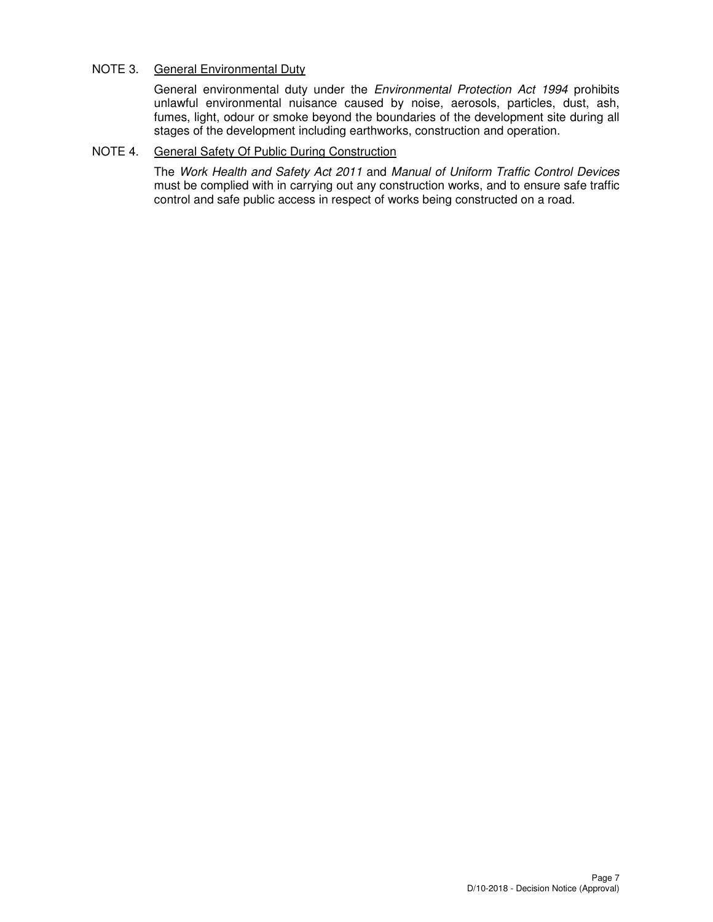NOTE 3. <u>General Environmental Duty</u>

General environmental duty under the *Environmental Protection Act 1994* prohibits unlawful environmental nuisance caused by noise, aerosols, particles, dust, ash, fumes, light, odour or smoke beyond the boundaries of the development site during all stages of the development including earthworks, construction and operation.

NOTE 4. <u>General Safety Of Public During Construction</u>

The *Work Health and Safety Act 2011* and *Manual of Uniform Traffic Control Devices* must be complied with in carrying out any construction works, and to ensure safe traffic control and safe public access in respect of works being constructed on a road.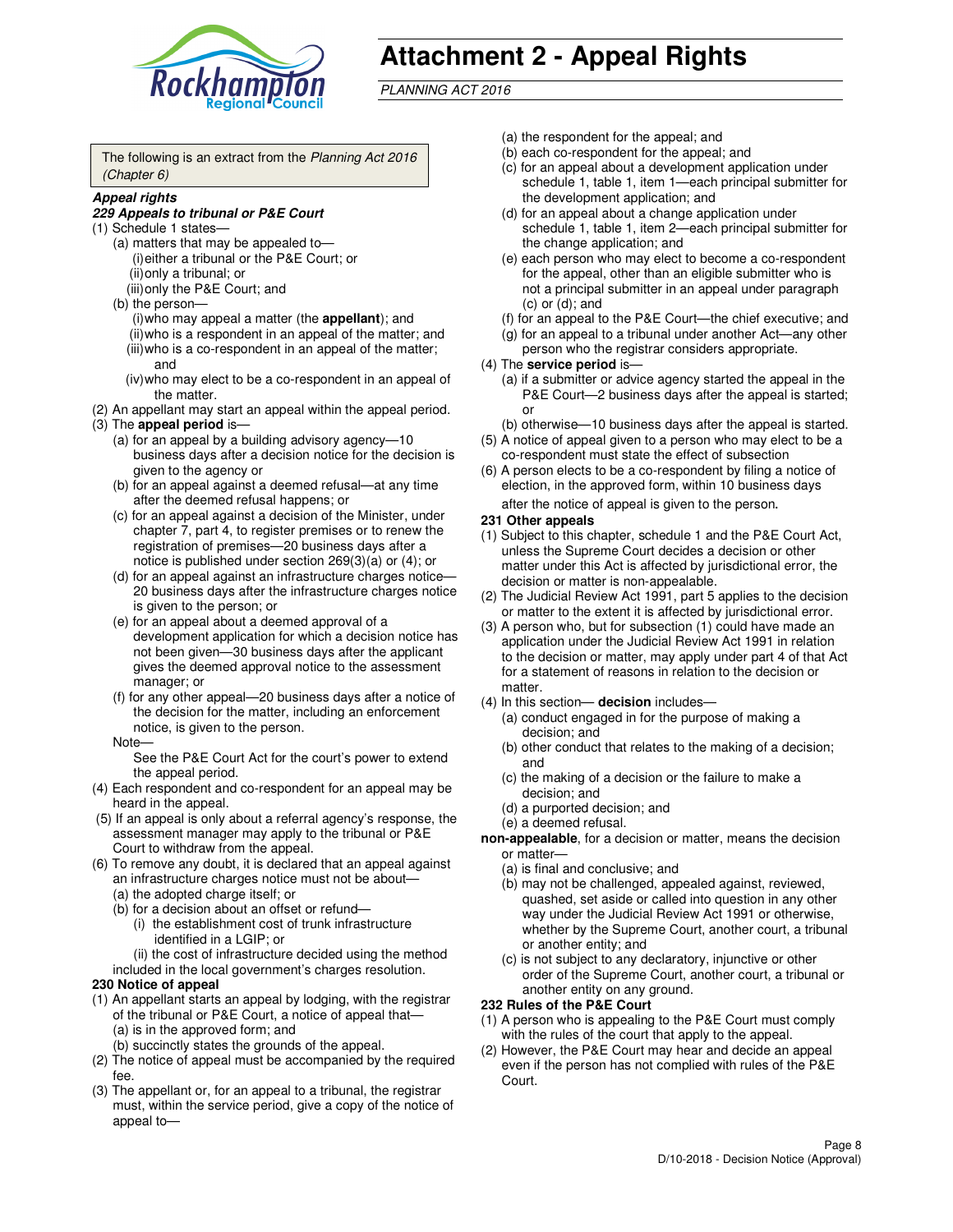# Attachment 2 - Appeal Rights

*PLANNING ACT 2016*

The following is an extract from the *Planning Act 2016 (Chapter 6)*

***Appeal rights***

***229 Appeals to tribunal or P&E Court***

(1) Schedule 1 states—
  (a) matters that may be appealed to—
    (i) either a tribunal or the P&E Court; or
    (ii) only a tribunal; or
    (iii) only the P&E Court; and
  (b) the person—
    (i) who may appeal a matter (the **appellant**); and
    (ii) who is a respondent in an appeal of the matter; and
    (iii) who is a co-respondent in an appeal of the matter; and
    (iv) who may elect to be a co-respondent in an appeal of the matter.

(2) An appellant may start an appeal within the appeal period.

(3) The **appeal period** is—
  (a) for an appeal by a building advisory agency—10 business days after a decision notice for the decision is given to the agency or
  (b) for an appeal against a deemed refusal—at any time after the deemed refusal happens; or
  (c) for an appeal against a decision of the Minister, under chapter 7, part 4, to register premises or to renew the registration of premises—20 business days after a notice is published under section 269(3)(a) or (4); or
  (d) for an appeal against an infrastructure charges notice—20 business days after the infrastructure charges notice is given to the person; or
  (e) for an appeal about a deemed approval of a development application for which a decision notice has not been given—30 business days after the applicant gives the deemed approval notice to the assessment manager; or
  (f) for any other appeal—20 business days after a notice of the decision for the matter, including an enforcement notice, is given to the person.

  Note—
    See the P&E Court Act for the court's power to extend the appeal period.

(4) Each respondent and co-respondent for an appeal may be heard in the appeal.

(5) If an appeal is only about a referral agency's response, the assessment manager may apply to the tribunal or P&E Court to withdraw from the appeal.

(6) To remove any doubt, it is declared that an appeal against an infrastructure charges notice must not be about—
  (a) the adopted charge itself; or
  (b) for a decision about an offset or refund—
    (i) the establishment cost of trunk infrastructure identified in a LGIP; or
    (ii) the cost of infrastructure decided using the method included in the local government's charges resolution.

**230 Notice of appeal**

(1) An appellant starts an appeal by lodging, with the registrar of the tribunal or P&E Court, a notice of appeal that—
  (a) is in the approved form; and
  (b) succinctly states the grounds of the appeal.

(2) The notice of appeal must be accompanied by the required fee.

(3) The appellant or, for an appeal to a tribunal, the registrar must, within the service period, give a copy of the notice of appeal to—
  (a) the respondent for the appeal; and
  (b) each co-respondent for the appeal; and
  (c) for an appeal about a development application under schedule 1, table 1, item 1—each principal submitter for the development application; and
  (d) for an appeal about a change application under schedule 1, table 1, item 2—each principal submitter for the change application; and
  (e) each person who may elect to become a co-respondent for the appeal, other than an eligible submitter who is not a principal submitter in an appeal under paragraph (c) or (d); and
  (f) for an appeal to the P&E Court—the chief executive; and
  (g) for an appeal to a tribunal under another Act—any other person who the registrar considers appropriate.

(4) The **service period** is—
  (a) if a submitter or advice agency started the appeal in the P&E Court—2 business days after the appeal is started; or
  (b) otherwise—10 business days after the appeal is started.

(5) A notice of appeal given to a person who may elect to be a co-respondent must state the effect of subsection

(6) A person elects to be a co-respondent by filing a notice of election, in the approved form, within 10 business days after the notice of appeal is given to the person.

**231 Other appeals**

(1) Subject to this chapter, schedule 1 and the P&E Court Act, unless the Supreme Court decides a decision or other matter under this Act is affected by jurisdictional error, the decision or matter is non-appealable.

(2) The Judicial Review Act 1991, part 5 applies to the decision or matter to the extent it is affected by jurisdictional error.

(3) A person who, but for subsection (1) could have made an application under the Judicial Review Act 1991 in relation to the decision or matter, may apply under part 4 of that Act for a statement of reasons in relation to the decision or matter.

(4) In this section— **decision** includes—
  (a) conduct engaged in for the purpose of making a decision; and
  (b) other conduct that relates to the making of a decision; and
  (c) the making of a decision or the failure to make a decision; and
  (d) a purported decision; and
  (e) a deemed refusal.

**non-appealable**, for a decision or matter, means the decision or matter—
  (a) is final and conclusive; and
  (b) may not be challenged, appealed against, reviewed, quashed, set aside or called into question in any other way under the Judicial Review Act 1991 or otherwise, whether by the Supreme Court, another court, a tribunal or another entity; and
  (c) is not subject to any declaratory, injunctive or other order of the Supreme Court, another court, a tribunal or another entity on any ground.

**232 Rules of the P&E Court**

(1) A person who is appealing to the P&E Court must comply with the rules of the court that apply to the appeal.

(2) However, the P&E Court may hear and decide an appeal even if the person has not complied with rules of the P&E Court.

D/10-2018 - Decision Notice (Approval)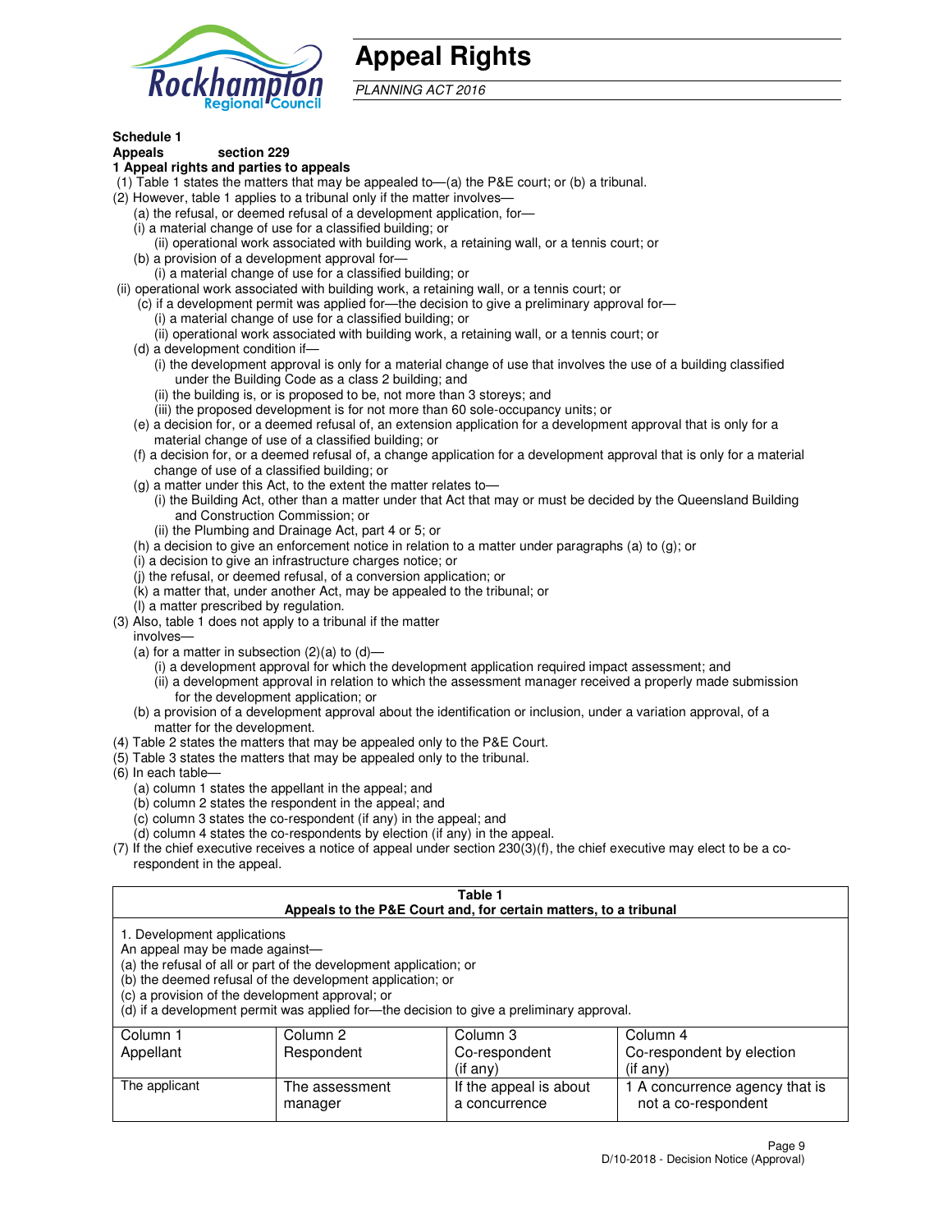# Appeal Rights

*PLANNING ACT 2016*

**Schedule 1**
**Appeals section 229**
**1 Appeal rights and parties to appeals**

(1) Table 1 states the matters that may be appealed to—(a) the P&E court; or (b) a tribunal.

(2) However, table 1 applies to a tribunal only if the matter involves—

(a) the refusal, or deemed refusal of a development application, for—

(i) a material change of use for a classified building; or

(ii) operational work associated with building work, a retaining wall, or a tennis court; or

(b) a provision of a development approval for—

(i) a material change of use for a classified building; or

(ii) operational work associated with building work, a retaining wall, or a tennis court; or

(c) if a development permit was applied for—the decision to give a preliminary approval for—

(i) a material change of use for a classified building; or

(ii) operational work associated with building work, a retaining wall, or a tennis court; or

(d) a development condition if—

(i) the development approval is only for a material change of use that involves the use of a building classified under the Building Code as a class 2 building; and

(ii) the building is, or is proposed to be, not more than 3 storeys; and

(iii) the proposed development is for not more than 60 sole-occupancy units; or

(e) a decision for, or a deemed refusal of, an extension application for a development approval that is only for a material change of use of a classified building; or

(f) a decision for, or a deemed refusal of, a change application for a development approval that is only for a material change of use of a classified building; or

(g) a matter under this Act, to the extent the matter relates to—

(i) the Building Act, other than a matter under that Act that may or must be decided by the Queensland Building and Construction Commission; or

(ii) the Plumbing and Drainage Act, part 4 or 5; or

(h) a decision to give an enforcement notice in relation to a matter under paragraphs (a) to (g); or

(i) a decision to give an infrastructure charges notice; or

(j) the refusal, or deemed refusal, of a conversion application; or

(k) a matter that, under another Act, may be appealed to the tribunal; or

(l) a matter prescribed by regulation.

(3) Also, table 1 does not apply to a tribunal if the matter involves—

(a) for a matter in subsection (2)(a) to (d)—

(i) a development approval for which the development application required impact assessment; and

(ii) a development approval in relation to which the assessment manager received a properly made submission for the development application; or

(b) a provision of a development approval about the identification or inclusion, under a variation approval, of a matter for the development.

(4) Table 2 states the matters that may be appealed only to the P&E Court.

(5) Table 3 states the matters that may be appealed only to the tribunal.

(6) In each table—

(a) column 1 states the appellant in the appeal; and

(b) column 2 states the respondent in the appeal; and

(c) column 3 states the co-respondent (if any) in the appeal; and

(d) column 4 states the co-respondents by election (if any) in the appeal.

(7) If the chief executive receives a notice of appeal under section 230(3)(f), the chief executive may elect to be a co-respondent in the appeal.

**Table 1**
**Appeals to the P&E Court and, for certain matters, to a tribunal**

1. Development applications

An appeal may be made against—

(a) the refusal of all or part of the development application; or

(b) the deemed refusal of the development application; or

(c) a provision of the development approval; or

(d) if a development permit was applied for—the decision to give a preliminary approval.

| Column 1<br>Appellant | Column 2<br>Respondent | Column 3<br>Co-respondent<br>(if any) | Column 4<br>Co-respondent by election<br>(if any) |
|---|---|---|---|
| The applicant | The assessment manager | If the appeal is about a concurrence | 1 A concurrence agency that is not a co-respondent |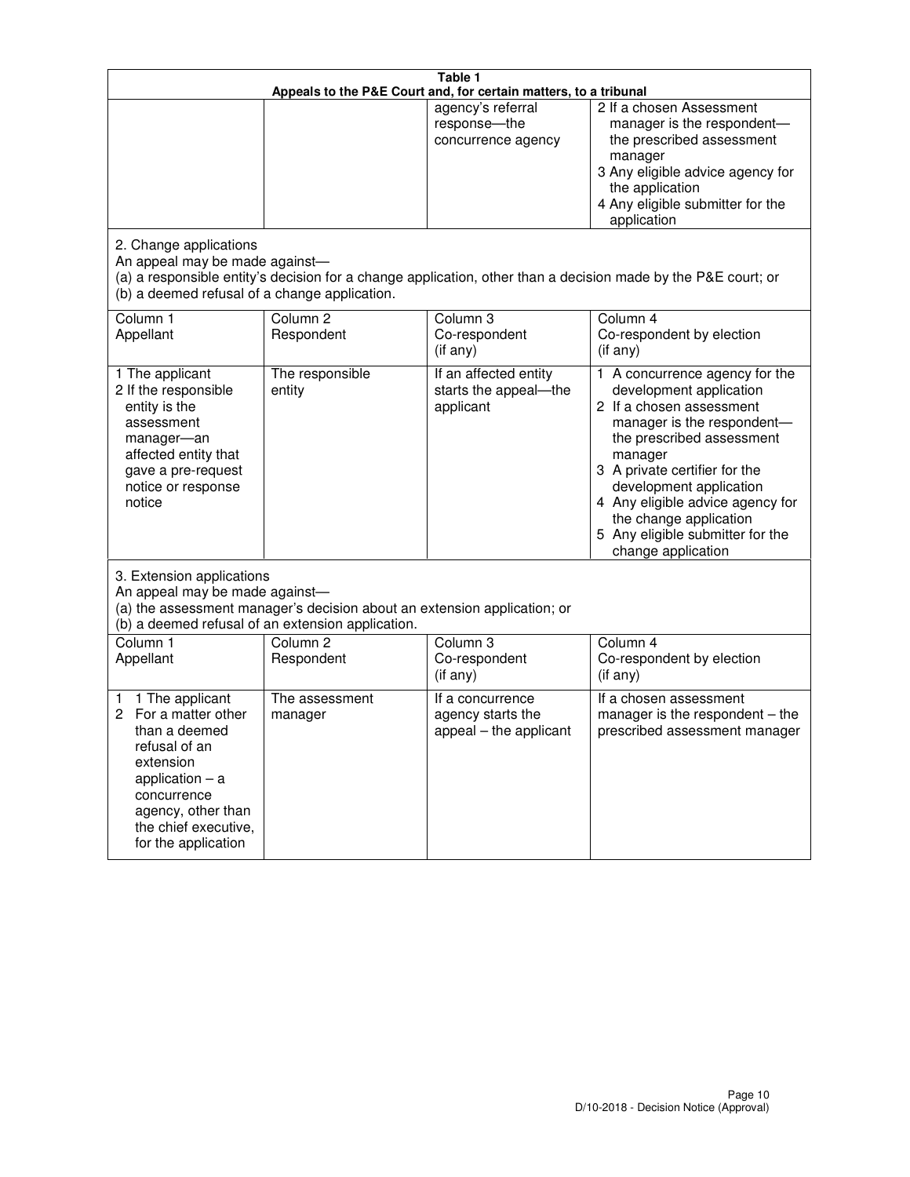**Table 1**
**Appeals to the P&E Court and, for certain matters, to a tribunal**

| | | | |
|---|---|---|---|
| | | agency's referral response—the concurrence agency | 2 If a chosen Assessment manager is the respondent—the prescribed assessment manager<br>3 Any eligible advice agency for the application<br>4 Any eligible submitter for the application |

2. Change applications
An appeal may be made against—
(a) a responsible entity's decision for a change application, other than a decision made by the P&E court; or
(b) a deemed refusal of a change application.

| Column 1<br>Appellant | Column 2<br>Respondent | Column 3<br>Co-respondent<br>(if any) | Column 4<br>Co-respondent by election<br>(if any) |
|---|---|---|---|
| 1 The applicant<br>2 If the responsible entity is the assessment manager—an affected entity that gave a pre-request notice or response notice | The responsible entity | If an affected entity starts the appeal—the applicant | 1 A concurrence agency for the development application<br>2 If a chosen assessment manager is the respondent—the prescribed assessment manager<br>3 A private certifier for the development application<br>4 Any eligible advice agency for the change application<br>5 Any eligible submitter for the change application |

3. Extension applications
An appeal may be made against—
(a) the assessment manager's decision about an extension application; or
(b) a deemed refusal of an extension application.

| Column 1<br>Appellant | Column 2<br>Respondent | Column 3<br>Co-respondent<br>(if any) | Column 4<br>Co-respondent by election<br>(if any) |
|---|---|---|---|
| 1 1 The applicant<br>2 For a matter other than a deemed refusal of an extension application – a concurrence agency, other than the chief executive, for the application | The assessment manager | If a concurrence agency starts the appeal – the applicant | If a chosen assessment manager is the respondent – the prescribed assessment manager |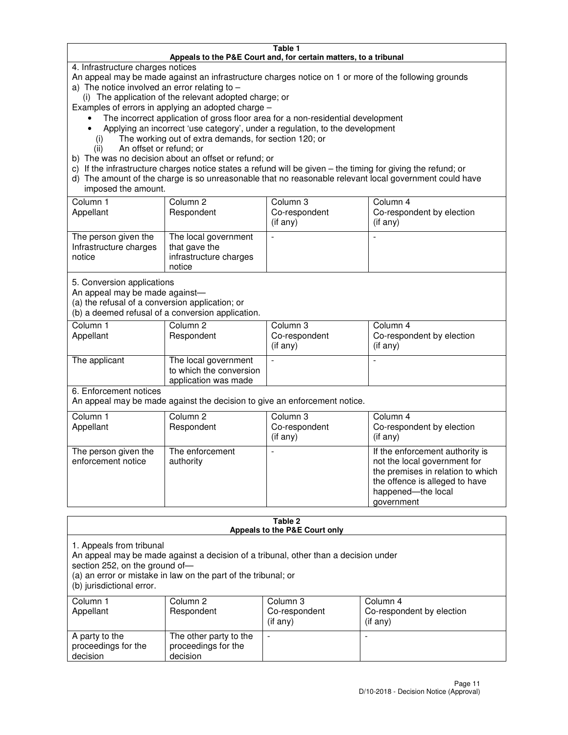**Table 1**
**Appeals to the P&E Court and, for certain matters, to a tribunal**

4. Infrastructure charges notices

An appeal may be made against an infrastructure charges notice on 1 or more of the following grounds

a) The notice involved an error relating to –
   (i) The application of the relevant adopted charge; or

Examples of errors in applying an adopted charge –

- The incorrect application of gross floor area for a non-residential development
- Applying an incorrect 'use category', under a regulation, to the development

   (i) The working out of extra demands, for section 120; or
   (ii) An offset or refund; or

b) The was no decision about an offset or refund; or

c) If the infrastructure charges notice states a refund will be given – the timing for giving the refund; or

d) The amount of the charge is so unreasonable that no reasonable relevant local government could have imposed the amount.

| Column 1 Appellant | Column 2 Respondent | Column 3 Co-respondent (if any) | Column 4 Co-respondent by election (if any) |
|---|---|---|---|
| The person given the Infrastructure charges notice | The local government that gave the infrastructure charges notice | - | - |

5. Conversion applications

An appeal may be made against—
(a) the refusal of a conversion application; or
(b) a deemed refusal of a conversion application.

| Column 1 Appellant | Column 2 Respondent | Column 3 Co-respondent (if any) | Column 4 Co-respondent by election (if any) |
|---|---|---|---|
| The applicant | The local government to which the conversion application was made | - | - |

6. Enforcement notices

An appeal may be made against the decision to give an enforcement notice.

| Column 1 Appellant | Column 2 Respondent | Column 3 Co-respondent (if any) | Column 4 Co-respondent by election (if any) |
|---|---|---|---|
| The person given the enforcement notice | The enforcement authority | - | If the enforcement authority is not the local government for the premises in relation to which the offence is alleged to have happened—the local government |

**Table 2**
**Appeals to the P&E Court only**

1. Appeals from tribunal

An appeal may be made against a decision of a tribunal, other than a decision under section 252, on the ground of—
(a) an error or mistake in law on the part of the tribunal; or
(b) jurisdictional error.

| Column 1 Appellant | Column 2 Respondent | Column 3 Co-respondent (if any) | Column 4 Co-respondent by election (if any) |
|---|---|---|---|
| A party to the proceedings for the decision | The other party to the proceedings for the decision | - | - |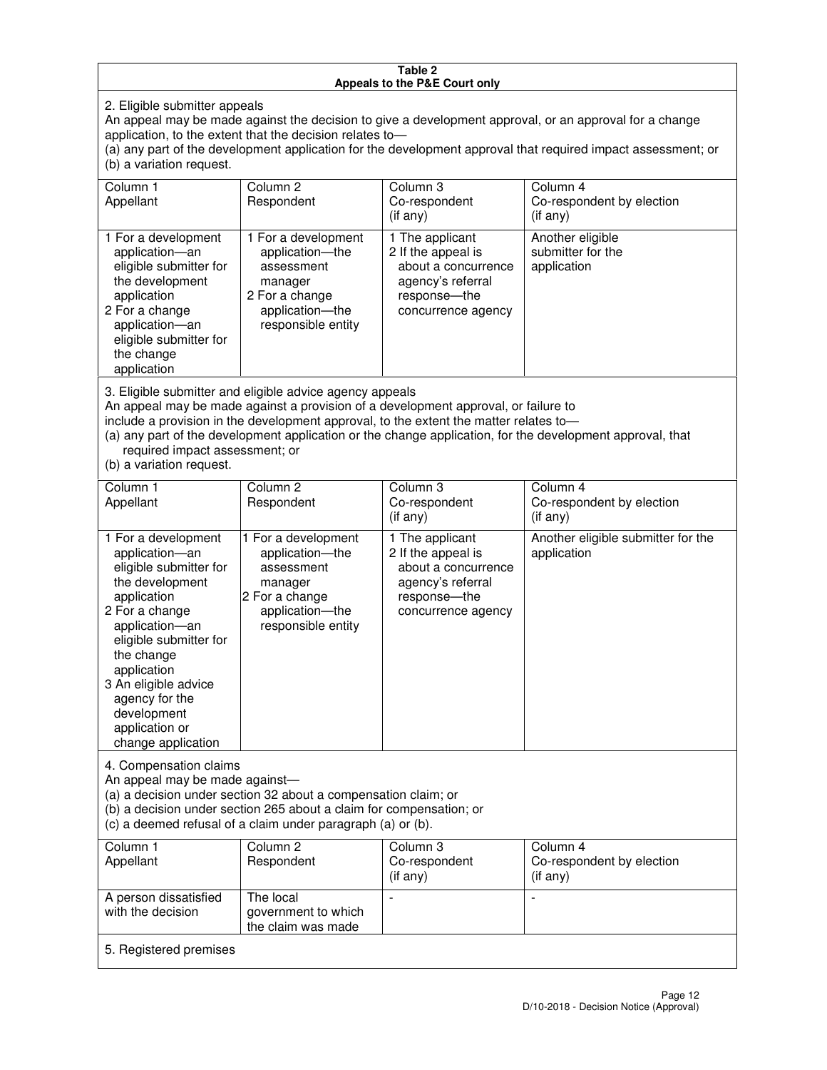**Table 2**
**Appeals to the P&E Court only**

2. Eligible submitter appeals

An appeal may be made against the decision to give a development approval, or an approval for a change application, to the extent that the decision relates to—

(a) any part of the development application for the development approval that required impact assessment; or
(b) a variation request.

| Column 1<br>Appellant | Column 2<br>Respondent | Column 3<br>Co-respondent<br>(if any) | Column 4<br>Co-respondent by election<br>(if any) |
|---|---|---|---|
| 1 For a development application—an eligible submitter for the development application<br>2 For a change application—an eligible submitter for the change application | 1 For a development application—the assessment manager<br>2 For a change application—the responsible entity | 1 The applicant<br>2 If the appeal is about a concurrence agency's referral response—the concurrence agency | Another eligible submitter for the application |

3. Eligible submitter and eligible advice agency appeals

An appeal may be made against a provision of a development approval, or failure to include a provision in the development approval, to the extent the matter relates to—

(a) any part of the development application or the change application, for the development approval, that required impact assessment; or
(b) a variation request.

| Column 1<br>Appellant | Column 2<br>Respondent | Column 3<br>Co-respondent<br>(if any) | Column 4<br>Co-respondent by election<br>(if any) |
|---|---|---|---|
| 1 For a development application—an eligible submitter for the development application<br>2 For a change application—an eligible submitter for the change application<br>3 An eligible advice agency for the development application or change application | 1 For a development application—the assessment manager<br>2 For a change application—the responsible entity | 1 The applicant<br>2 If the appeal is about a concurrence agency's referral response—the concurrence agency | Another eligible submitter for the application |

4. Compensation claims

An appeal may be made against—

(a) a decision under section 32 about a compensation claim; or
(b) a decision under section 265 about a claim for compensation; or
(c) a deemed refusal of a claim under paragraph (a) or (b).

| Column 1<br>Appellant | Column 2<br>Respondent | Column 3<br>Co-respondent<br>(if any) | Column 4<br>Co-respondent by election<br>(if any) |
|---|---|---|---|
| A person dissatisfied with the decision | The local government to which the claim was made | - | - |

5. Registered premises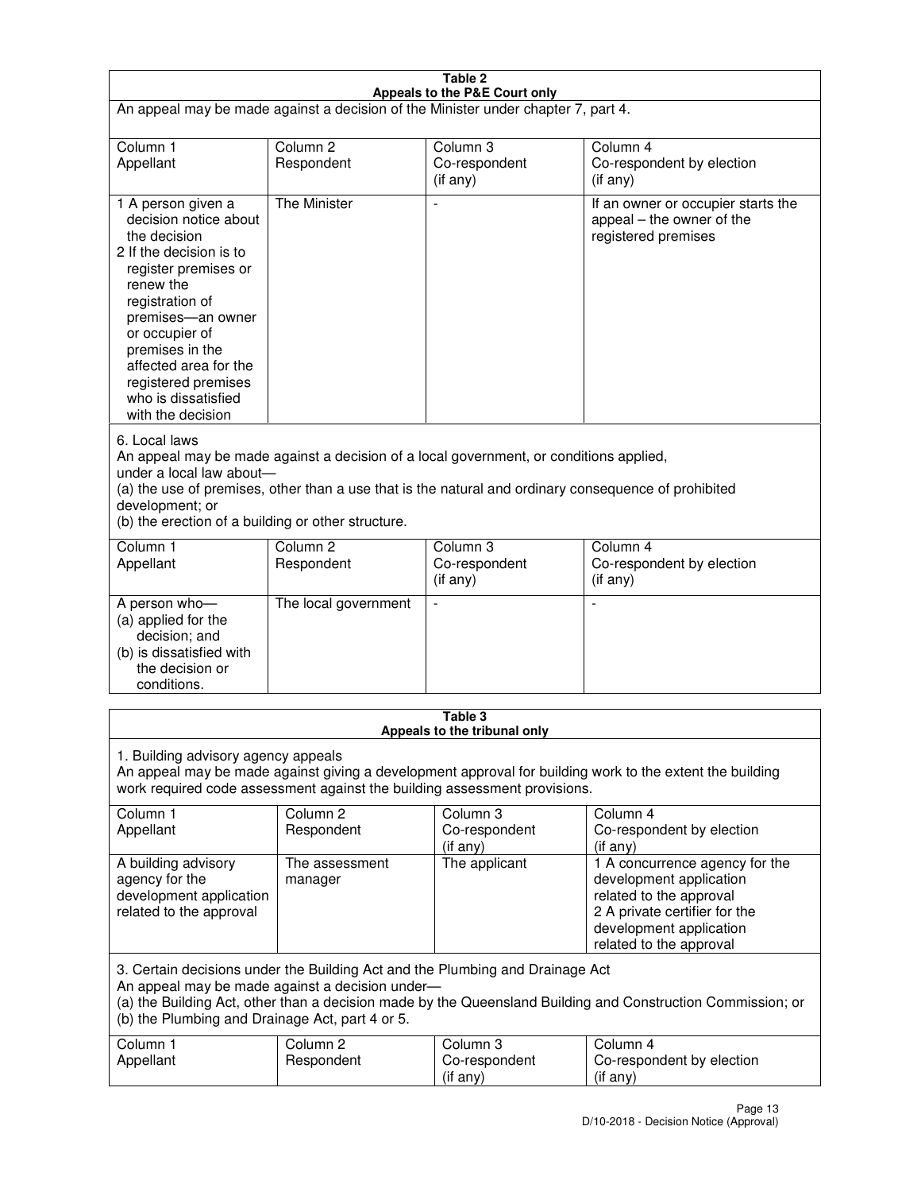**Table 2**
**Appeals to the P&E Court only**

An appeal may be made against a decision of the Minister under chapter 7, part 4.

| Column 1<br>Appellant | Column 2<br>Respondent | Column 3<br>Co-respondent<br>(if any) | Column 4<br>Co-respondent by election<br>(if any) |
|---|---|---|---|
| 1 A person given a decision notice about the decision<br>2 If the decision is to register premises or renew the registration of premises—an owner or occupier of premises in the affected area for the registered premises who is dissatisfied with the decision | The Minister | - | If an owner or occupier starts the appeal – the owner of the registered premises |

6. Local laws

An appeal may be made against a decision of a local government, or conditions applied, under a local law about—
(a) the use of premises, other than a use that is the natural and ordinary consequence of prohibited development; or
(b) the erection of a building or other structure.

| Column 1<br>Appellant | Column 2<br>Respondent | Column 3<br>Co-respondent<br>(if any) | Column 4<br>Co-respondent by election<br>(if any) |
|---|---|---|---|
| A person who—<br>(a) applied for the decision; and<br>(b) is dissatisfied with the decision or conditions. | The local government | - | - |

**Table 3**
**Appeals to the tribunal only**

1. Building advisory agency appeals

An appeal may be made against giving a development approval for building work to the extent the building work required code assessment against the building assessment provisions.

| Column 1<br>Appellant | Column 2<br>Respondent | Column 3<br>Co-respondent<br>(if any) | Column 4<br>Co-respondent by election<br>(if any) |
|---|---|---|---|
| A building advisory agency for the development application related to the approval | The assessment manager | The applicant | 1 A concurrence agency for the development application related to the approval<br>2 A private certifier for the development application related to the approval |

3. Certain decisions under the Building Act and the Plumbing and Drainage Act

An appeal may be made against a decision under—
(a) the Building Act, other than a decision made by the Queensland Building and Construction Commission; or
(b) the Plumbing and Drainage Act, part 4 or 5.

| Column 1<br>Appellant | Column 2<br>Respondent | Column 3<br>Co-respondent<br>(if any) | Column 4<br>Co-respondent by election<br>(if any) |
|---|---|---|---|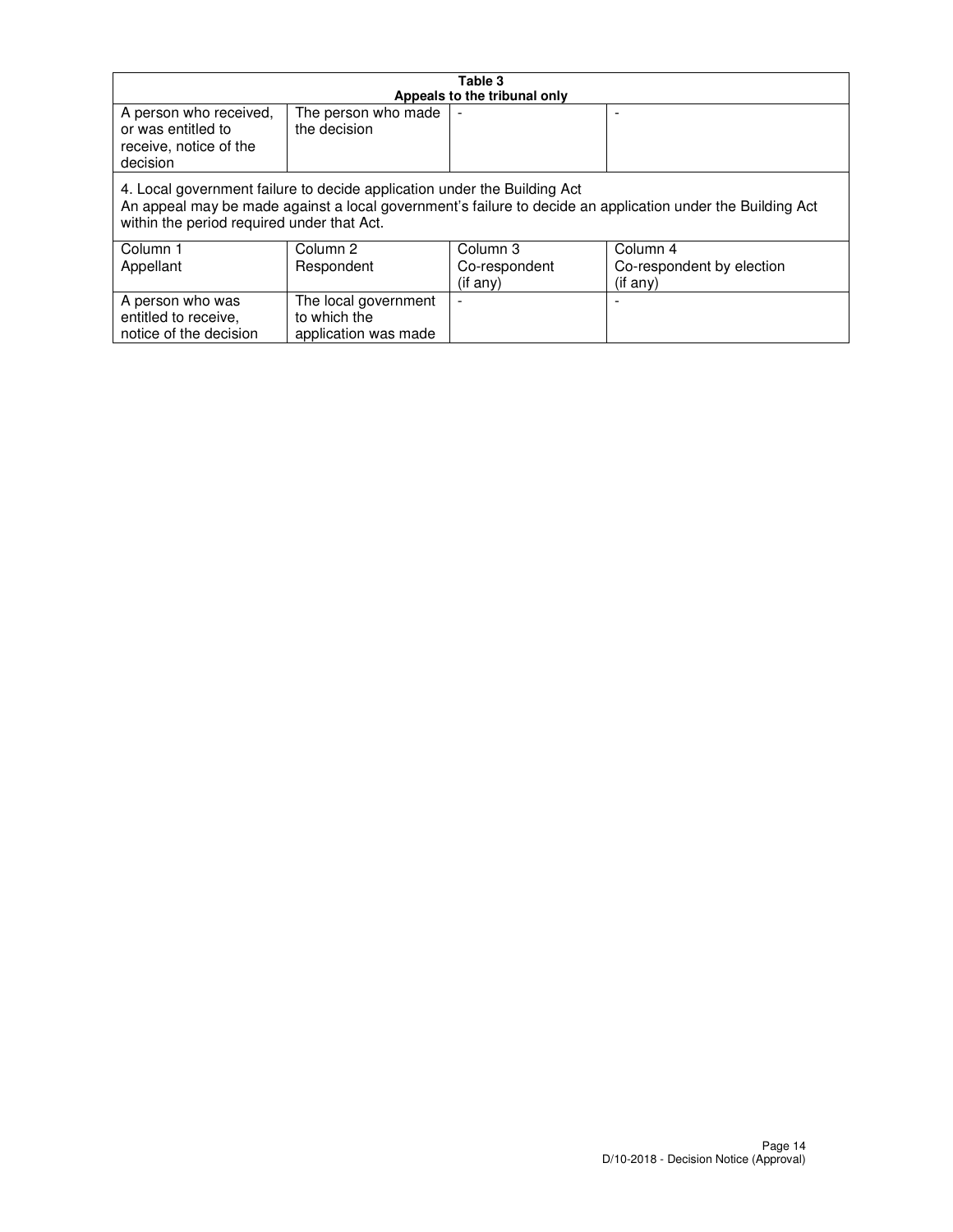| Table 3 Appeals to the tribunal only | | | |
|---|---|---|---|
| A person who received, or was entitled to receive, notice of the decision | The person who made the decision | - | - |

4. Local government failure to decide application under the Building Act
An appeal may be made against a local government's failure to decide an application under the Building Act within the period required under that Act.

| Column 1 Appellant | Column 2 Respondent | Column 3 Co-respondent (if any) | Column 4 Co-respondent by election (if any) |
|---|---|---|---|
| A person who was entitled to receive, notice of the decision | The local government to which the application was made | - | - |